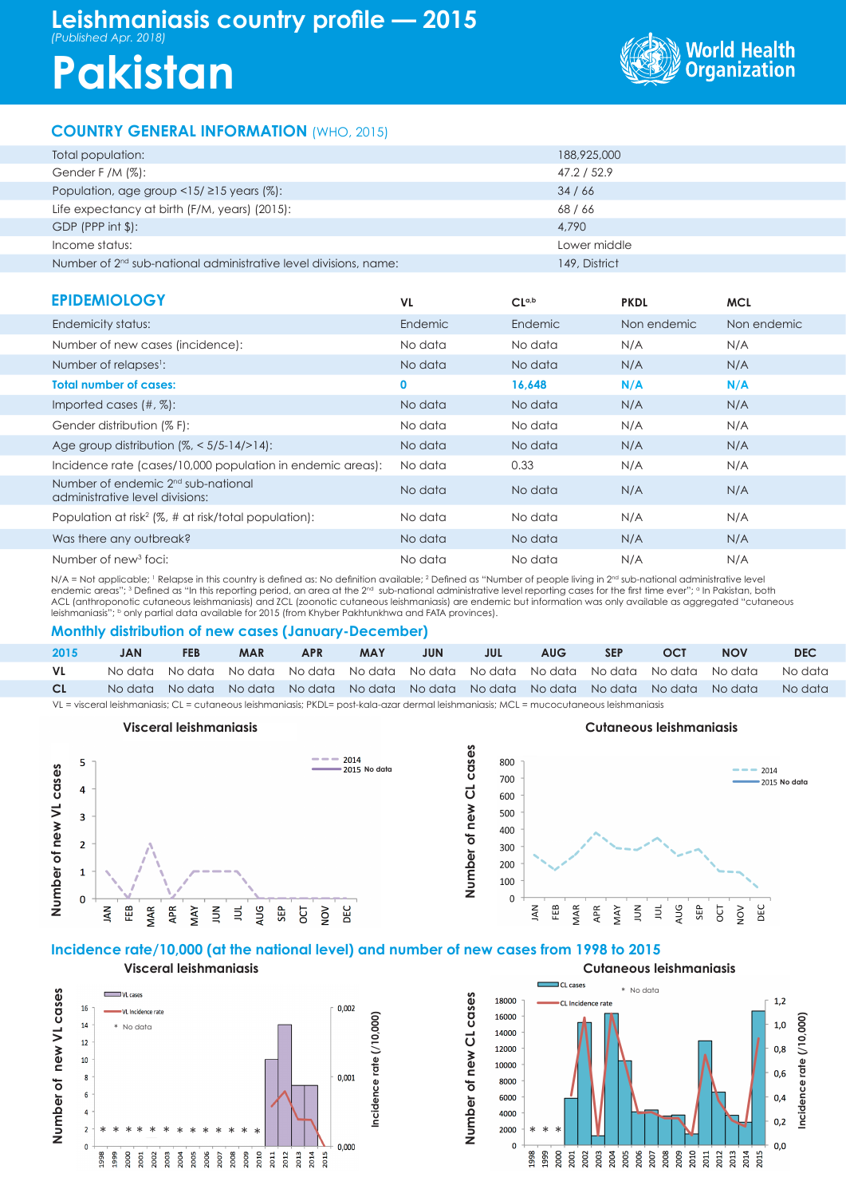# Leishmaniasis country profile — 2015

*(Published Apr. 2018)*

# Pakistan

World Health Organization

## COUNTRY GENERAL INFORMATION (WHO, 2015)

| | |
|---|---|
| Total population: | 188,925,000 |
| Gender F /M (%): | 47.2 / 52.9 |
| Population, age group <15/ ≥15 years (%): | 34 / 66 |
| Life expectancy at birth (F/M, years) (2015): | 68 / 66 |
| GDP (PPP int $): | 4,790 |
| Income status: | Lower middle |
| Number of 2nd sub-national administrative level divisions, name: | 149, District |

## EPIDEMIOLOGY

| | VL | CL[a,b] | PKDL | MCL |
|---|---|---|---|---|
| Endemicity status: | Endemic | Endemic | Non endemic | Non endemic |
| Number of new cases (incidence): | No data | No data | N/A | N/A |
| Number of relapses[1]: | No data | No data | N/A | N/A |
| **Total number of cases:** | **0** | **16,648** | **N/A** | **N/A** |
| Imported cases (#, %): | No data | No data | N/A | N/A |
| Gender distribution (% F): | No data | No data | N/A | N/A |
| Age group distribution (%, < 5/5-14/>14): | No data | No data | N/A | N/A |
| Incidence rate (cases/10,000 population in endemic areas): | No data | 0.33 | N/A | N/A |
| Number of endemic 2nd sub-national administrative level divisions: | No data | No data | N/A | N/A |
| Population at risk[2] (%, # at risk/total population): | No data | No data | N/A | N/A |
| Was there any outbreak? | No data | No data | N/A | N/A |
| Number of new[3] foci: | No data | No data | N/A | N/A |

N/A = Not applicable; [1] Relapse in this country is defined as: No definition available; [2] Defined as "Number of people living in 2nd sub-national administrative level endemic areas"; [3] Defined as "In this reporting period, an area at the 2nd sub-national administrative level reporting cases for the first time ever"; [a] In Pakistan, both ACL (anthroponotic cutaneous leishmaniasis) and ZCL (zoonotic cutaneous leishmaniasis) are endemic but information was only available as aggregated "cutaneous leishmaniasis"; [b] only partial data available for 2015 (from Khyber Pakhtunkhwa and FATA provinces).

## Monthly distribution of new cases (January-December)

| 2015 | JAN | FEB | MAR | APR | MAY | JUN | JUL | AUG | SEP | OCT | NOV | DEC |
|---|---|---|---|---|---|---|---|---|---|---|---|---|
| VL | No data | No data | No data | No data | No data | No data | No data | No data | No data | No data | No data | No data |
| CL | No data | No data | No data | No data | No data | No data | No data | No data | No data | No data | No data | No data |

VL = visceral leishmaniasis; CL = cutaneous leishmaniasis; PKDL= post-kala-azar dermal leishmaniasis; MCL = mucocutaneous leishmaniasis

**Visceral leishmaniasis** — Number of new VL cases (2014; 2015 No data)

**Cutaneous leishmaniasis** — Number of new CL cases (2014; 2015 No data)

## Incidence rate/10,000 (at the national level) and number of new cases from 1998 to 2015

**Visceral leishmaniasis** — Number of new VL cases; Incidence rate (/10,000); VL cases, VL incidence rate, * No data

**Cutaneous leishmaniasis** — Number of new CL cases; Incidence rate (/10,000); CL cases, CL Incidence rate, * No data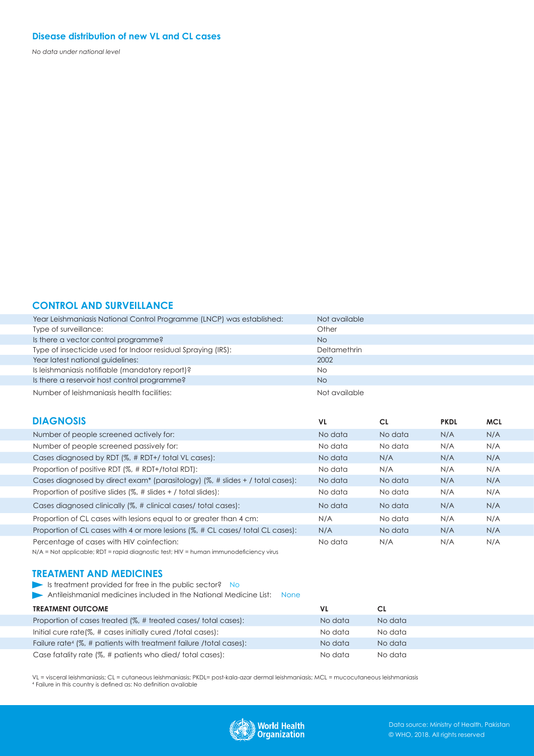## Disease distribution of new VL and CL cases

*No data under national level*

## CONTROL AND SURVEILLANCE

| | |
|---|---|
| Year Leishmaniasis National Control Programme (LNCP) was established: | Not available |
| Type of surveillance: | Other |
| Is there a vector control programme? | No |
| Type of insecticide used for Indoor residual Spraying (IRS): | Deltamethrin |
| Year latest national guidelines: | 2002 |
| Is leishmaniasis notifiable (mandatory report)? | No |
| Is there a reservoir host control programme? | No |
| Number of leishmaniasis health facilities: | Not available |

## DIAGNOSIS

| | VL | CL | PKDL | MCL |
|---|---|---|---|---|
| Number of people screened actively for: | No data | No data | N/A | N/A |
| Number of people screened passively for: | No data | No data | N/A | N/A |
| Cases diagnosed by RDT (%, # RDT+/ total VL cases): | No data | N/A | N/A | N/A |
| Proportion of positive RDT (%, # RDT+/total RDT): | No data | N/A | N/A | N/A |
| Cases diagnosed by direct exam* (parasitology) (%, # slides + / total cases): | No data | No data | N/A | N/A |
| Proportion of positive slides (%, # slides + / total slides): | No data | No data | N/A | N/A |
| Cases diagnosed clinically (%, # clinical cases/ total cases): | No data | No data | N/A | N/A |
| Proportion of CL cases with lesions equal to or greater than 4 cm: | N/A | No data | N/A | N/A |
| Proportion of CL cases with 4 or more lesions (%, # CL cases/ total CL cases): | N/A | No data | N/A | N/A |
| Percentage of cases with HIV coinfection: | No data | N/A | N/A | N/A |

N/A = Not applicable; RDT = rapid diagnostic test; HIV = human immunodeficiency virus

## TREATMENT AND MEDICINES

- Is treatment provided for free in the public sector? No
- Antileishmanial medicines included in the National Medicine List: None

| TREATMENT OUTCOME | VL | CL |
|---|---|---|
| Proportion of cases treated (%, # treated cases/ total cases): | No data | No data |
| Initial cure rate(%, # cases initially cured /total cases): | No data | No data |
| Failure rate[4] (%, # patients with treatment failure /total cases): | No data | No data |
| Case fatality rate (%, # patients who died/ total cases): | No data | No data |

VL = visceral leishmaniasis; CL = cutaneous leishmaniasis; PKDL= post-kala-azar dermal leishmaniasis; MCL = mucocutaneous leishmaniasis

[4] Failure in this country is defined as: No definition available

World Health Organization

Data source: Ministry of Health, Pakistan
© WHO, 2018. All rights reserved